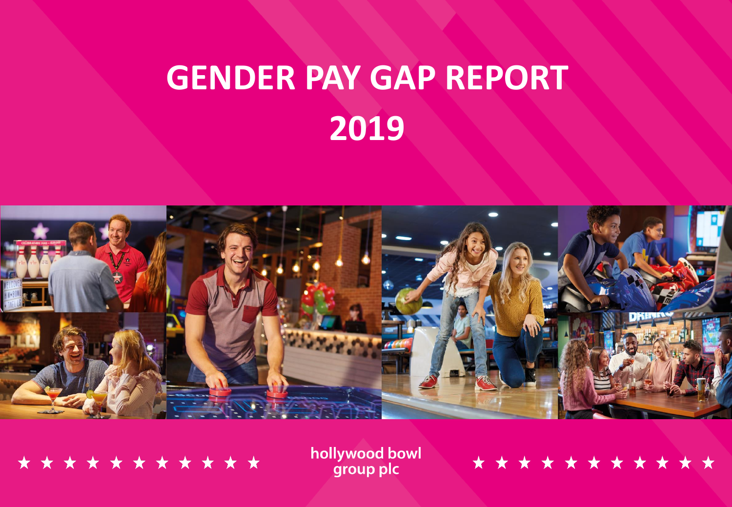# GENDER PAY GAP REPORT

# 2019

★ ★ ★ ★ ★ ★ ★ ★ ★ ★ ★ **hollywood bowl group plc** ★ ★ ★ ★ ★ ★ ★ ★ ★ ★ ★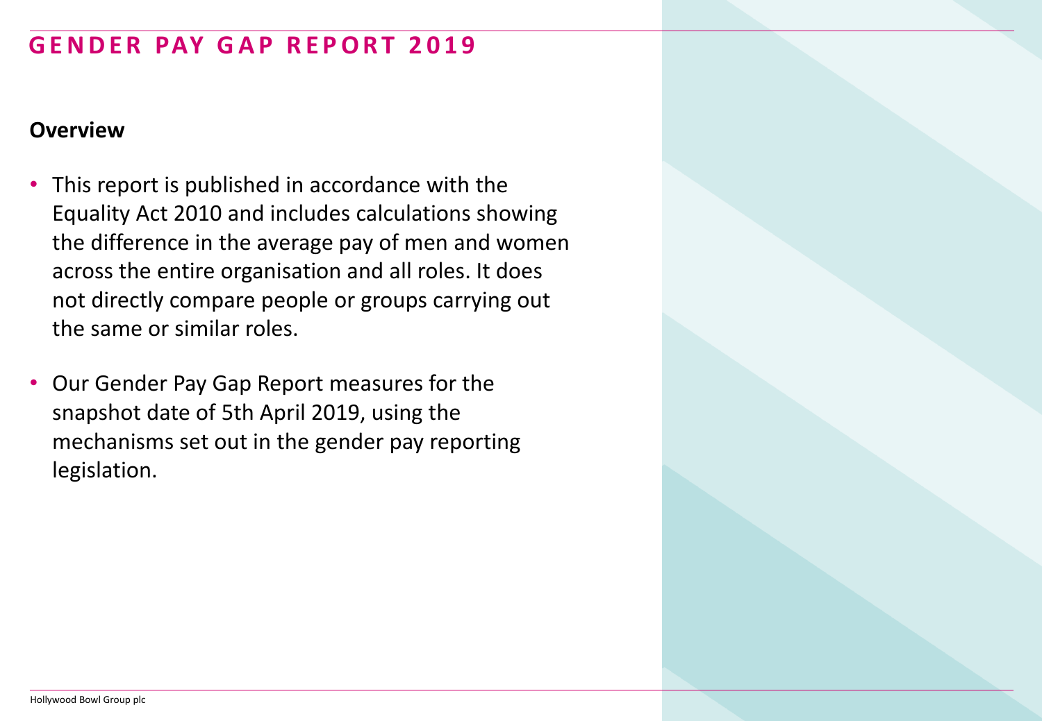# GENDER PAY GAP REPORT 2019

## Overview

- This report is published in accordance with the Equality Act 2010 and includes calculations showing the difference in the average pay of men and women across the entire organisation and all roles. It does not directly compare people or groups carrying out the same or similar roles.
- Our Gender Pay Gap Report measures for the snapshot date of 5th April 2019, using the mechanisms set out in the gender pay reporting legislation.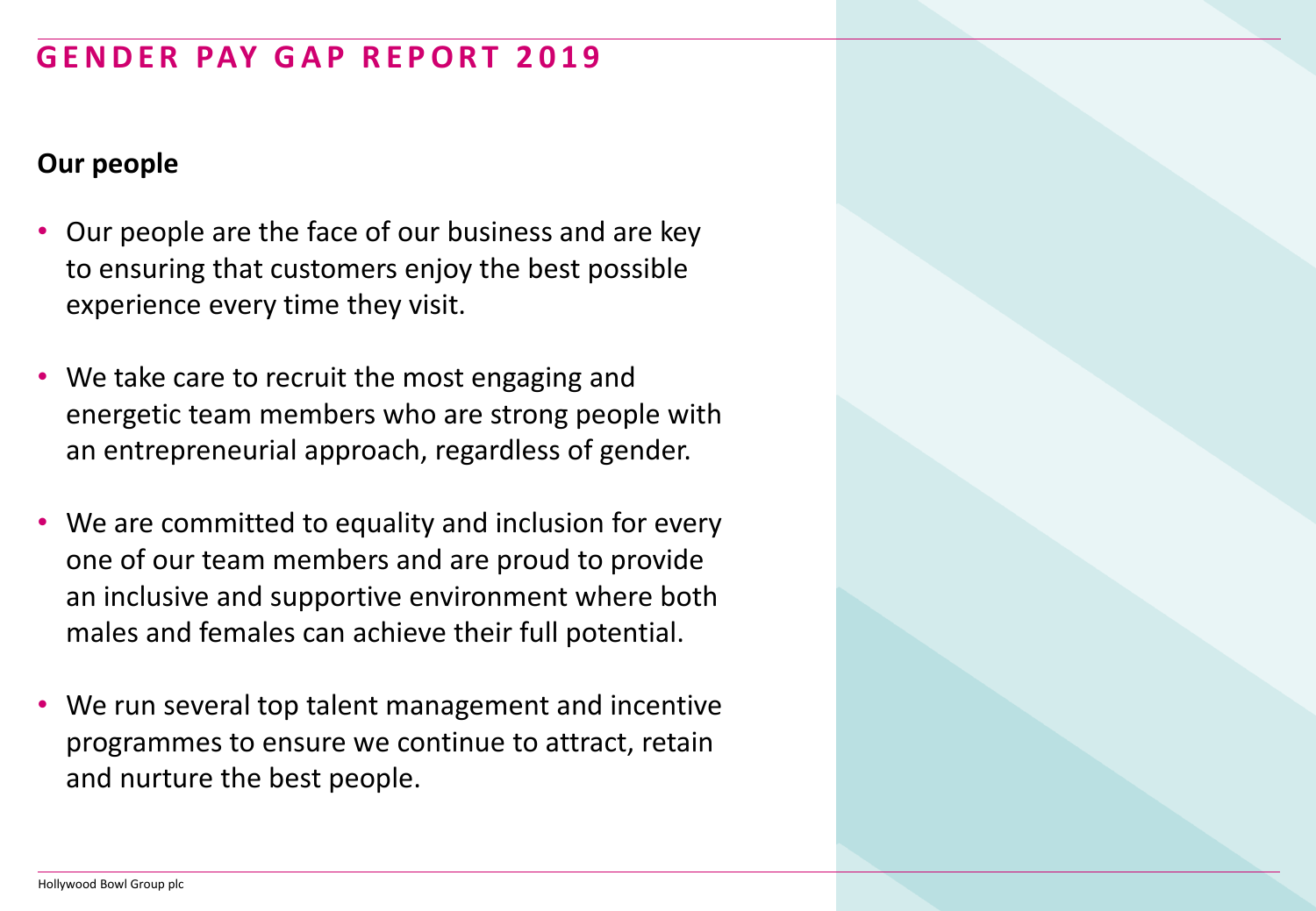# GENDER PAY GAP REPORT 2019

## Our people

- Our people are the face of our business and are key to ensuring that customers enjoy the best possible experience every time they visit.
- We take care to recruit the most engaging and energetic team members who are strong people with an entrepreneurial approach, regardless of gender.
- We are committed to equality and inclusion for every one of our team members and are proud to provide an inclusive and supportive environment where both males and females can achieve their full potential.
- We run several top talent management and incentive programmes to ensure we continue to attract, retain and nurture the best people.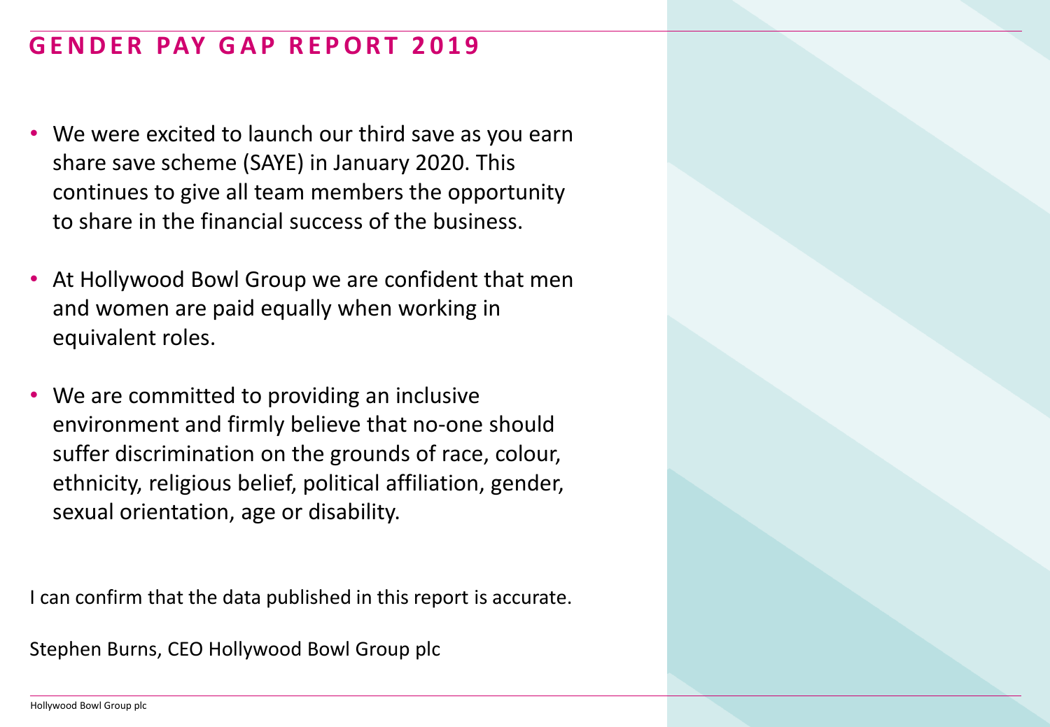# GENDER PAY GAP REPORT 2019

- We were excited to launch our third save as you earn share save scheme (SAYE) in January 2020. This continues to give all team members the opportunity to share in the financial success of the business.
- At Hollywood Bowl Group we are confident that men and women are paid equally when working in equivalent roles.
- We are committed to providing an inclusive environment and firmly believe that no-one should suffer discrimination on the grounds of race, colour, ethnicity, religious belief, political affiliation, gender, sexual orientation, age or disability.

I can confirm that the data published in this report is accurate.

Stephen Burns, CEO Hollywood Bowl Group plc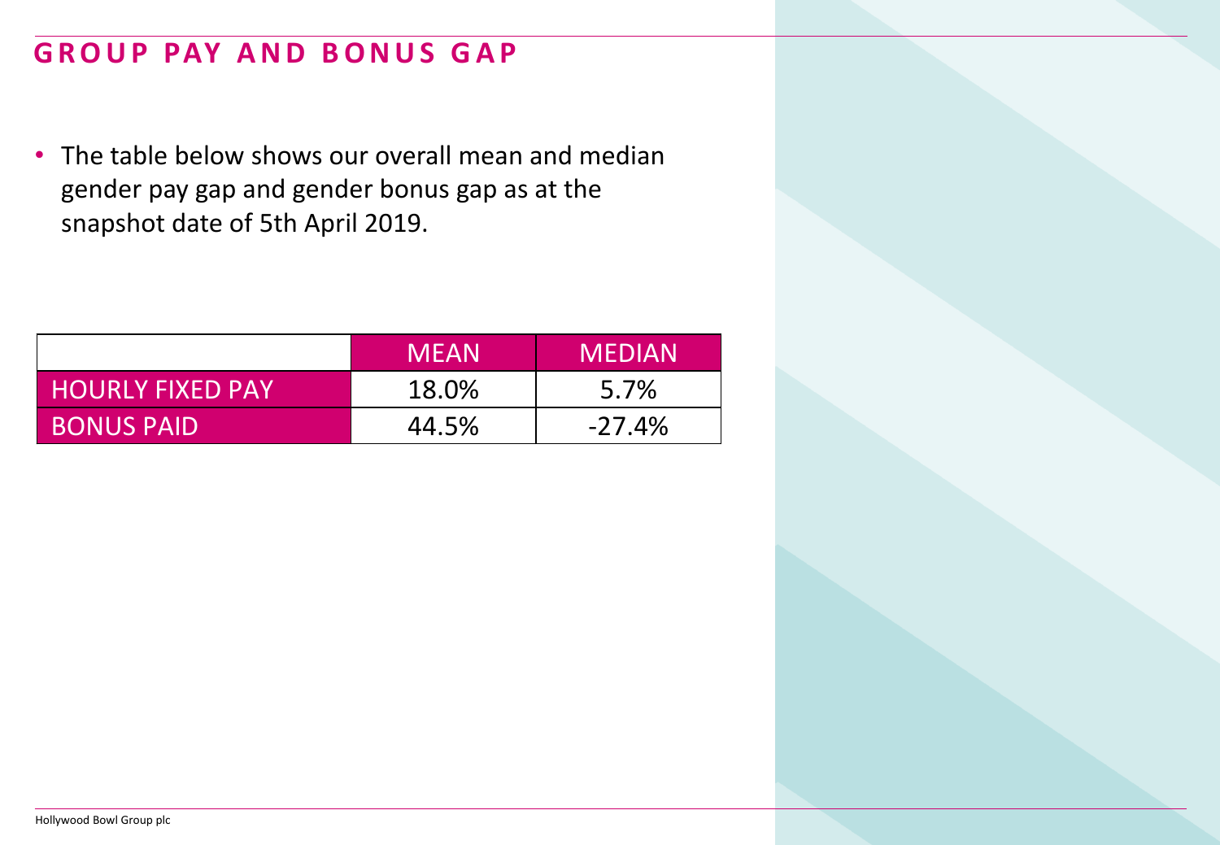# GROUP PAY AND BONUS GAP

- The table below shows our overall mean and median gender pay gap and gender bonus gap as at the snapshot date of 5th April 2019.

| | MEAN | MEDIAN |
|---|---|---|
| HOURLY FIXED PAY | 18.0% | 5.7% |
| BONUS PAID | 44.5% | -27.4% |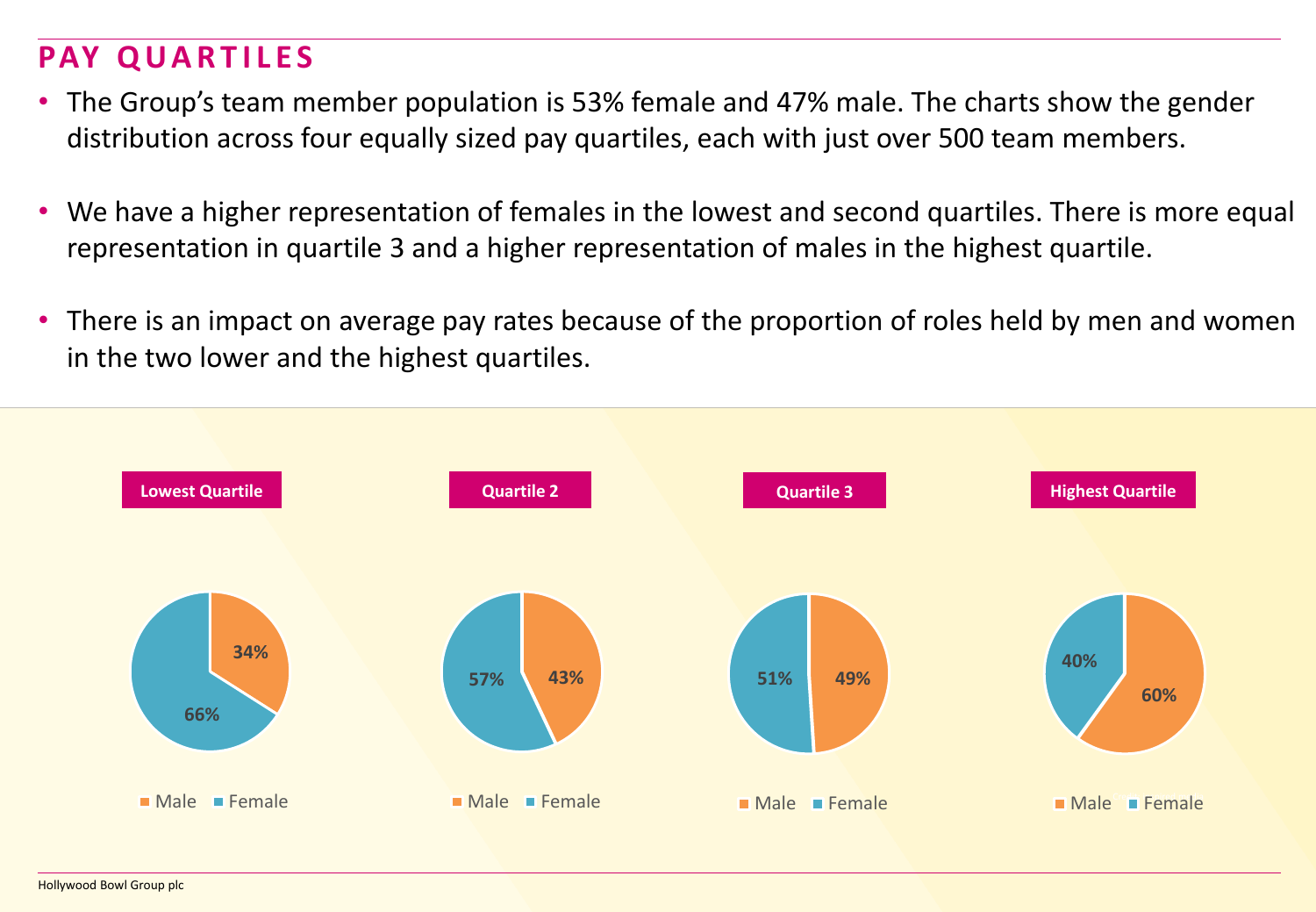# PAY QUARTILES

- The Group's team member population is 53% female and 47% male. The charts show the gender distribution across four equally sized pay quartiles, each with just over 500 team members.
- We have a higher representation of females in the lowest and second quartiles. There is more equal representation in quartile 3 and a higher representation of males in the highest quartile.
- There is an impact on average pay rates because of the proportion of roles held by men and women in the two lower and the highest quartiles.

| | Lowest Quartile | Quartile 2 | Quartile 3 | Highest Quartile |
|---|---|---|---|---|
| Male | 34% | 43% | 49% | 60% |
| Female | 66% | 57% | 51% | 40% |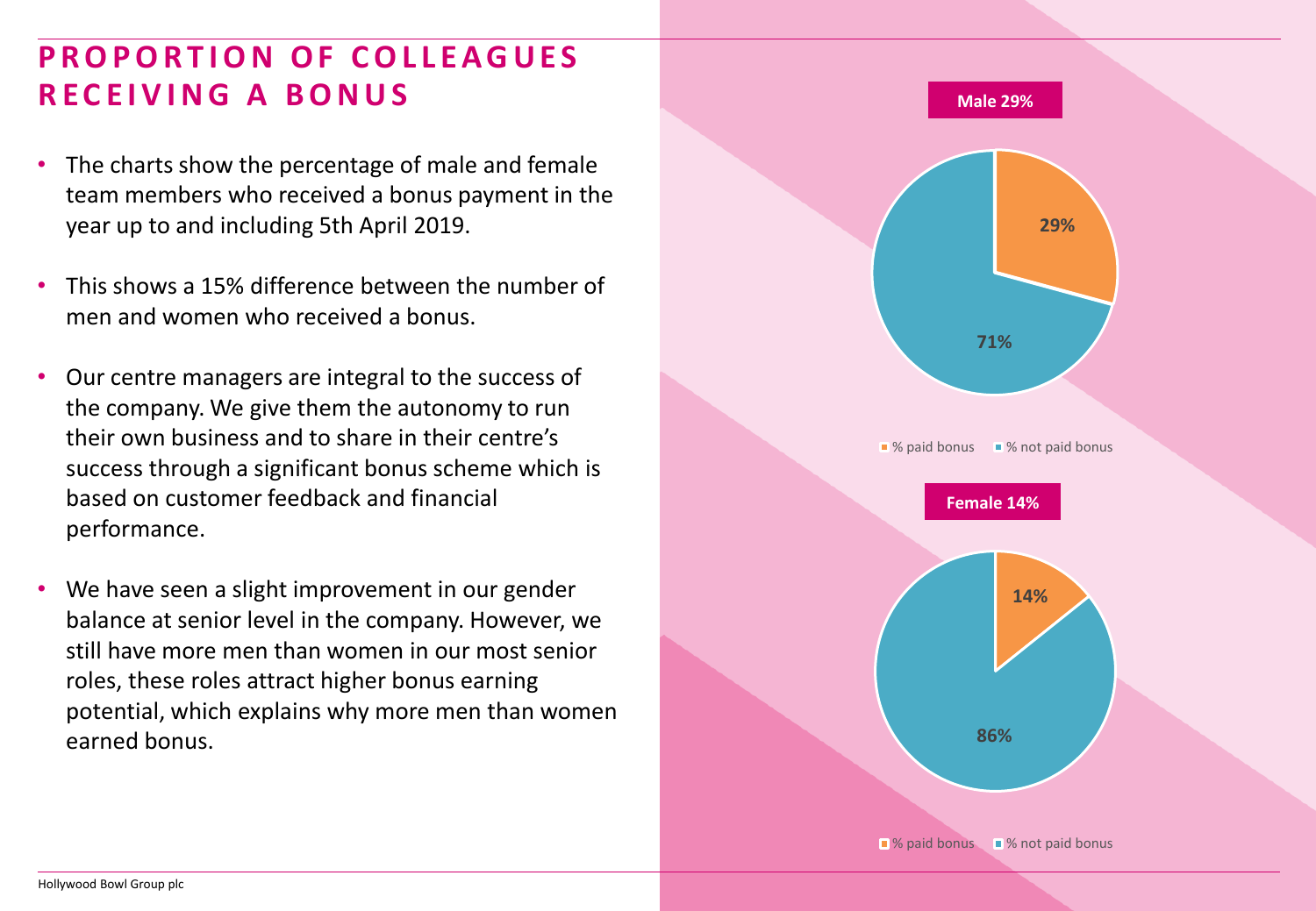# PROPORTION OF COLLEAGUES RECEIVING A BONUS

- The charts show the percentage of male and female team members who received a bonus payment in the year up to and including 5th April 2019.
- This shows a 15% difference between the number of men and women who received a bonus.
- Our centre managers are integral to the success of the company. We give them the autonomy to run their own business and to share in their centre's success through a significant bonus scheme which is based on customer feedback and financial performance.
- We have seen a slight improvement in our gender balance at senior level in the company. However, we still have more men than women in our most senior roles, these roles attract higher bonus earning potential, which explains why more men than women earned bonus.

**Male 29%**

| | % |
|---|---|
| % paid bonus | 29% |
| % not paid bonus | 71% |

**Female 14%**

| | % |
|---|---|
| % paid bonus | 14% |
| % not paid bonus | 86% |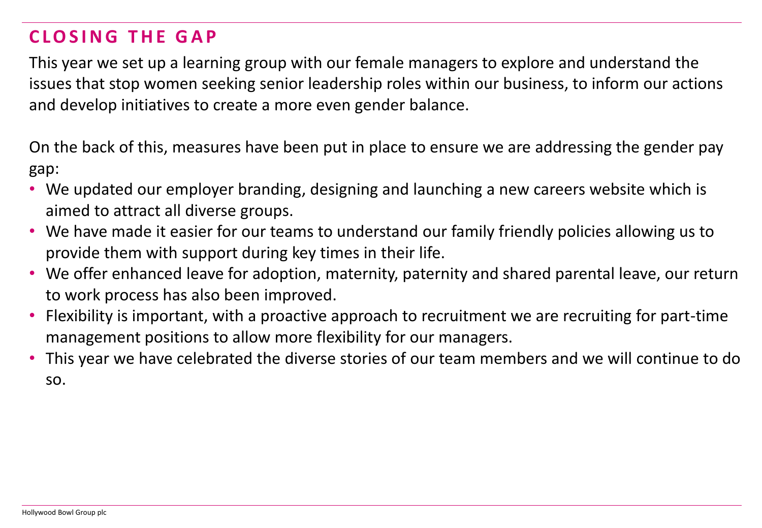## CLOSING THE GAP

This year we set up a learning group with our female managers to explore and understand the issues that stop women seeking senior leadership roles within our business, to inform our actions and develop initiatives to create a more even gender balance.

On the back of this, measures have been put in place to ensure we are addressing the gender pay gap:

- We updated our employer branding, designing and launching a new careers website which is aimed to attract all diverse groups.
- We have made it easier for our teams to understand our family friendly policies allowing us to provide them with support during key times in their life.
- We offer enhanced leave for adoption, maternity, paternity and shared parental leave, our return to work process has also been improved.
- Flexibility is important, with a proactive approach to recruitment we are recruiting for part-time management positions to allow more flexibility for our managers.
- This year we have celebrated the diverse stories of our team members and we will continue to do so.